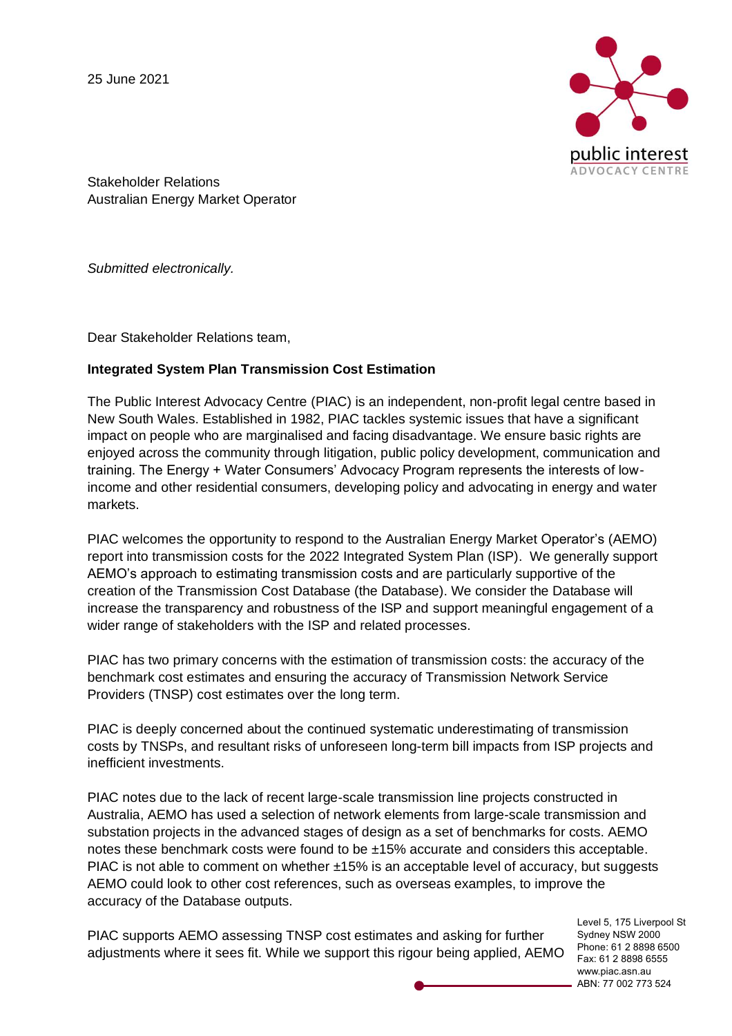25 June 2021

Stakeholder Relations
Australian Energy Market Operator

*Submitted electronically.*

Dear Stakeholder Relations team,

**Integrated System Plan Transmission Cost Estimation**

The Public Interest Advocacy Centre (PIAC) is an independent, non-profit legal centre based in New South Wales. Established in 1982, PIAC tackles systemic issues that have a significant impact on people who are marginalised and facing disadvantage. We ensure basic rights are enjoyed across the community through litigation, public policy development, communication and training. The Energy + Water Consumers' Advocacy Program represents the interests of low-income and other residential consumers, developing policy and advocating in energy and water markets.

PIAC welcomes the opportunity to respond to the Australian Energy Market Operator's (AEMO) report into transmission costs for the 2022 Integrated System Plan (ISP). We generally support AEMO's approach to estimating transmission costs and are particularly supportive of the creation of the Transmission Cost Database (the Database). We consider the Database will increase the transparency and robustness of the ISP and support meaningful engagement of a wider range of stakeholders with the ISP and related processes.

PIAC has two primary concerns with the estimation of transmission costs: the accuracy of the benchmark cost estimates and ensuring the accuracy of Transmission Network Service Providers (TNSP) cost estimates over the long term.

PIAC is deeply concerned about the continued systematic underestimating of transmission costs by TNSPs, and resultant risks of unforeseen long-term bill impacts from ISP projects and inefficient investments.

PIAC notes due to the lack of recent large-scale transmission line projects constructed in Australia, AEMO has used a selection of network elements from large-scale transmission and substation projects in the advanced stages of design as a set of benchmarks for costs. AEMO notes these benchmark costs were found to be ±15% accurate and considers this acceptable. PIAC is not able to comment on whether ±15% is an acceptable level of accuracy, but suggests AEMO could look to other cost references, such as overseas examples, to improve the accuracy of the Database outputs.

PIAC supports AEMO assessing TNSP cost estimates and asking for further adjustments where it sees fit. While we support this rigour being applied, AEMO

Level 5, 175 Liverpool St
Sydney NSW 2000
Phone: 61 2 8898 6500
Fax: 61 2 8898 6555
www.piac.asn.au
ABN: 77 002 773 524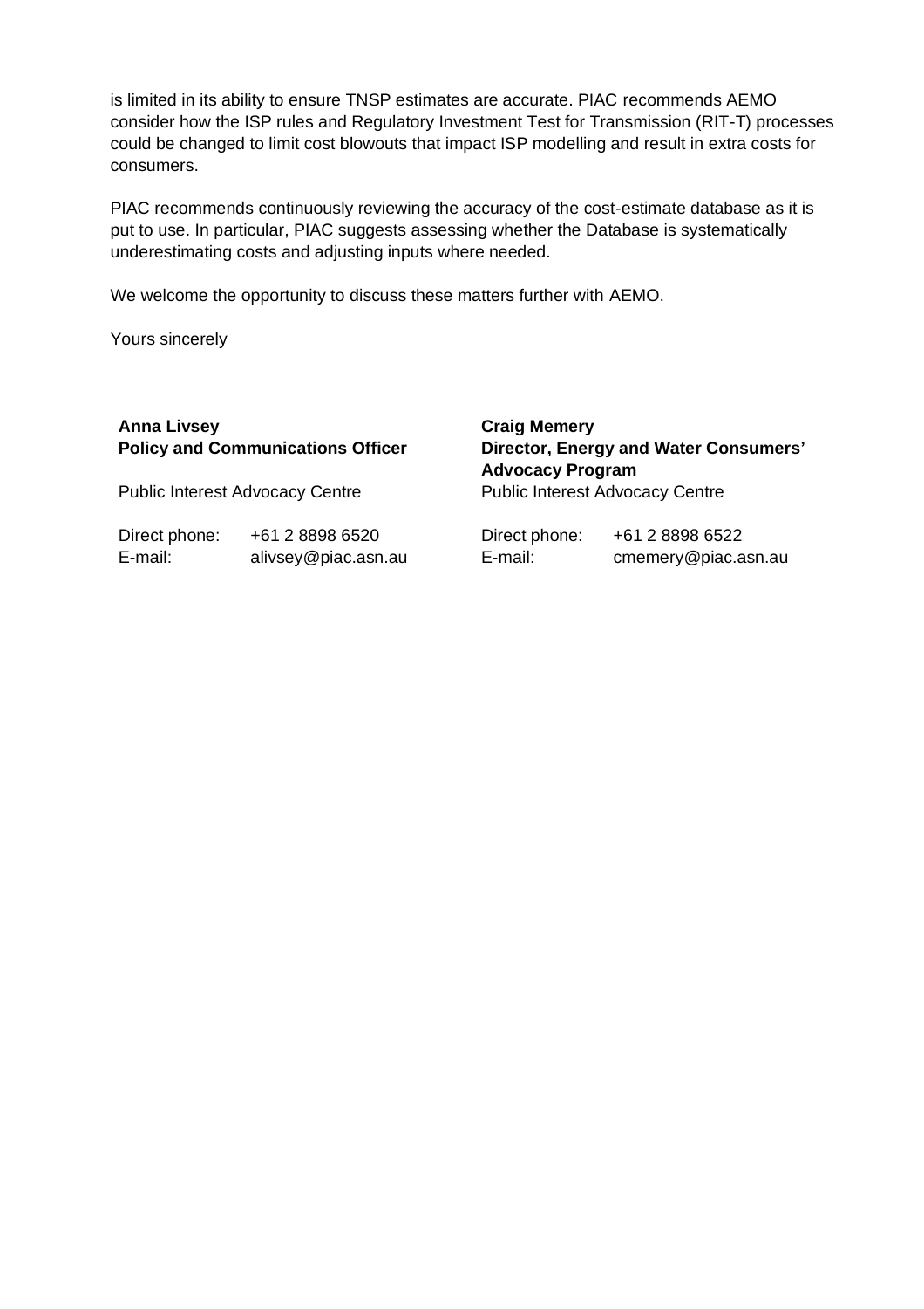is limited in its ability to ensure TNSP estimates are accurate. PIAC recommends AEMO consider how the ISP rules and Regulatory Investment Test for Transmission (RIT-T) processes could be changed to limit cost blowouts that impact ISP modelling and result in extra costs for consumers.

PIAC recommends continuously reviewing the accuracy of the cost-estimate database as it is put to use. In particular, PIAC suggests assessing whether the Database is systematically underestimating costs and adjusting inputs where needed.

We welcome the opportunity to discuss these matters further with AEMO.

Yours sincerely

**Anna Livsey**
**Policy and Communications Officer**

Public Interest Advocacy Centre

Direct phone: +61 2 8898 6520
E-mail: alivsey@piac.asn.au

**Craig Memery**
**Director, Energy and Water Consumers' Advocacy Program**

Public Interest Advocacy Centre

Direct phone: +61 2 8898 6522
E-mail: cmemery@piac.asn.au